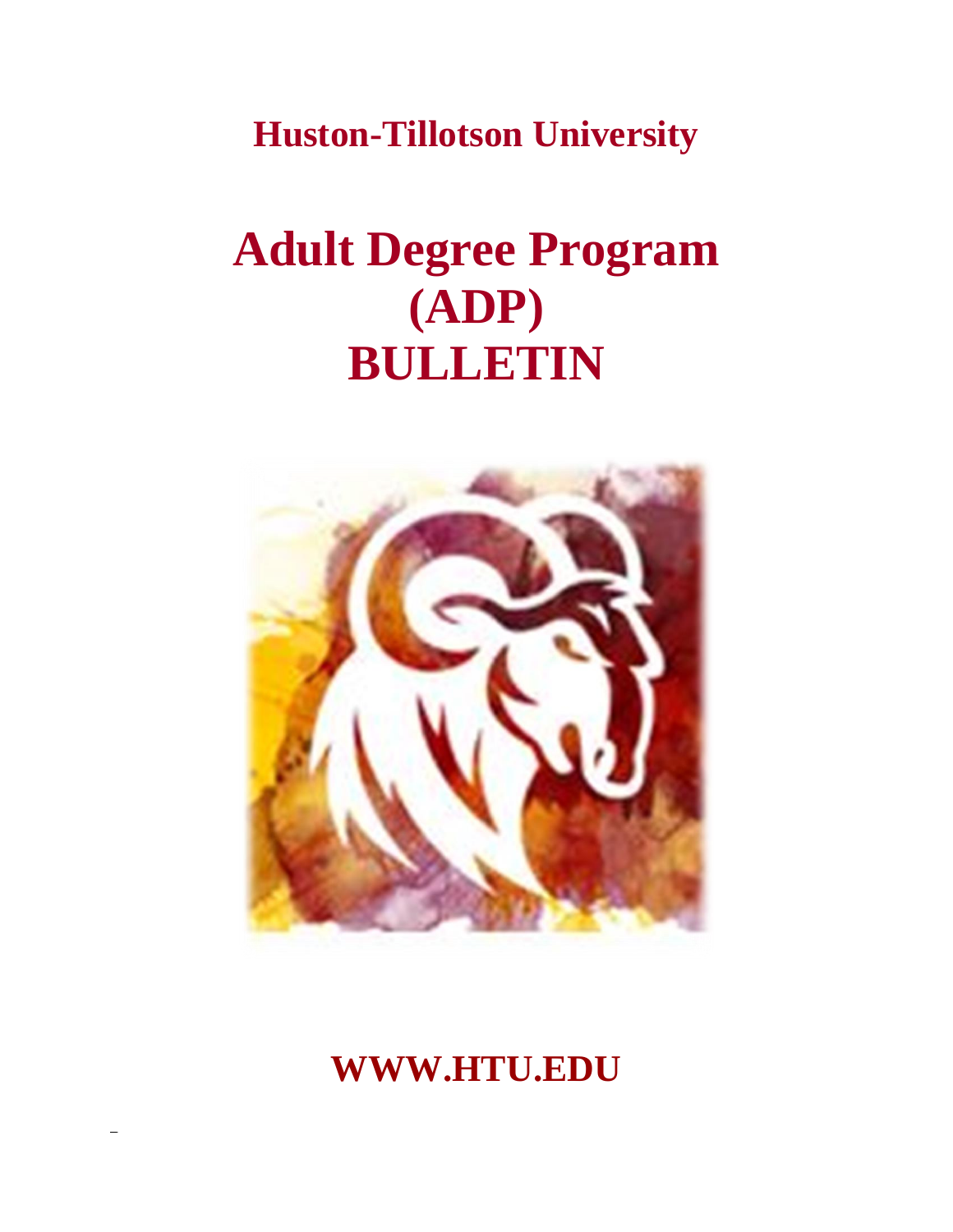**Huston-Tillotson University**

# Adult Degree Program (ADP) BULLETIN

**WWW.HTU.EDU**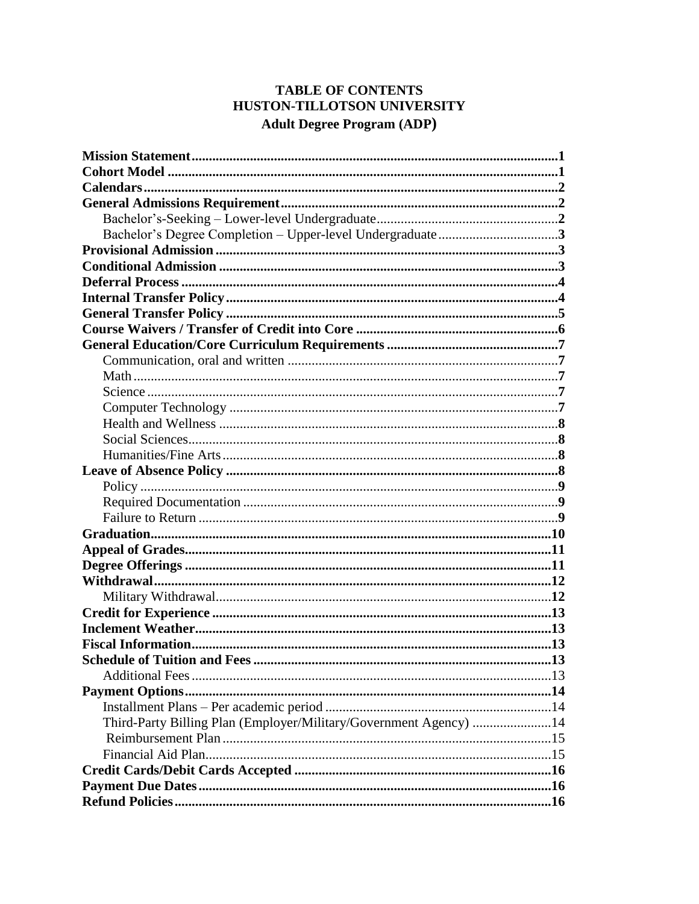# TABLE OF CONTENTS
# HUSTON-TILLOTSON UNIVERSITY
## Adult Degree Program (ADP)

**Mission Statement**........................................................................................................**1**
**Cohort Model**..................................................................................................................**1**
**Calendars**........................................................................................................................**2**
**General Admissions Requirement**................................................................................**2**
    Bachelor's-Seeking – Lower-level Undergraduate.......................................................**2**
    Bachelor's Degree Completion – Upper-level Undergraduate.....................................**3**
**Provisional Admission**...................................................................................................**3**
**Conditional Admission**..................................................................................................**3**
**Deferral Process**............................................................................................................**4**
**Internal Transfer Policy**................................................................................................**4**
**General Transfer Policy**................................................................................................**5**
**Course Waivers / Transfer of Credit into Core**...........................................................**6**
**General Education/Core Curriculum Requirements**..................................................**7**
    Communication, oral and written...............................................................................**7**
    Math............................................................................................................................**7**
    Science........................................................................................................................**7**
    Computer Technology.................................................................................................**7**
    Health and Wellness....................................................................................................**8**
    Social Sciences............................................................................................................**8**
    Humanities/Fine Arts..................................................................................................**8**
**Leave of Absence Policy**...............................................................................................**8**
    Policy..........................................................................................................................**9**
    Required Documentation............................................................................................**9**
    Failure to Return.........................................................................................................**9**
**Graduation**.....................................................................................................................**10**
**Appeal of Grades**..........................................................................................................**11**
**Degree Offerings**...........................................................................................................**11**
**Withdrawal**....................................................................................................................**12**
    Military Withdrawal...................................................................................................**12**
**Credit for Experience**...................................................................................................**13**
**Inclement Weather**.......................................................................................................**13**
**Fiscal Information**........................................................................................................**13**
**Schedule of Tuition and Fees**.......................................................................................**13**
    Additional Fees..........................................................................................................13
**Payment Options**..........................................................................................................**14**
    Installment Plans – Per academic period....................................................................14
    Third-Party Billing Plan (Employer/Military/Government Agency)..........................14
    Reimbursement Plan...................................................................................................15
    Financial Aid Plan......................................................................................................15
**Credit Cards/Debit Cards Accepted**............................................................................**16**
**Payment Due Dates**.......................................................................................................**16**
**Refund Policies**.............................................................................................................**16**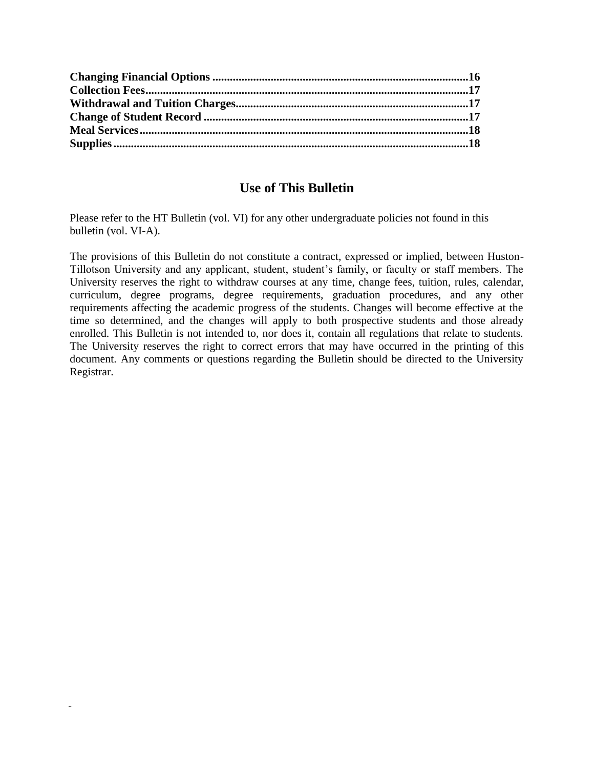**Changing Financial Options** .......................................................................................16
**Collection Fees**...............................................................................................................17
**Withdrawal and Tuition Charges**...............................................................................17
**Change of Student Record** ..........................................................................................17
**Meal Services**...............................................................................................................18
**Supplies**........................................................................................................................18

## Use of This Bulletin

Please refer to the HT Bulletin (vol. VI) for any other undergraduate policies not found in this bulletin (vol. VI-A).

The provisions of this Bulletin do not constitute a contract, expressed or implied, between Huston-Tillotson University and any applicant, student, student's family, or faculty or staff members. The University reserves the right to withdraw courses at any time, change fees, tuition, rules, calendar, curriculum, degree programs, degree requirements, graduation procedures, and any other requirements affecting the academic progress of the students. Changes will become effective at the time so determined, and the changes will apply to both prospective students and those already enrolled. This Bulletin is not intended to, nor does it, contain all regulations that relate to students. The University reserves the right to correct errors that may have occurred in the printing of this document. Any comments or questions regarding the Bulletin should be directed to the University Registrar.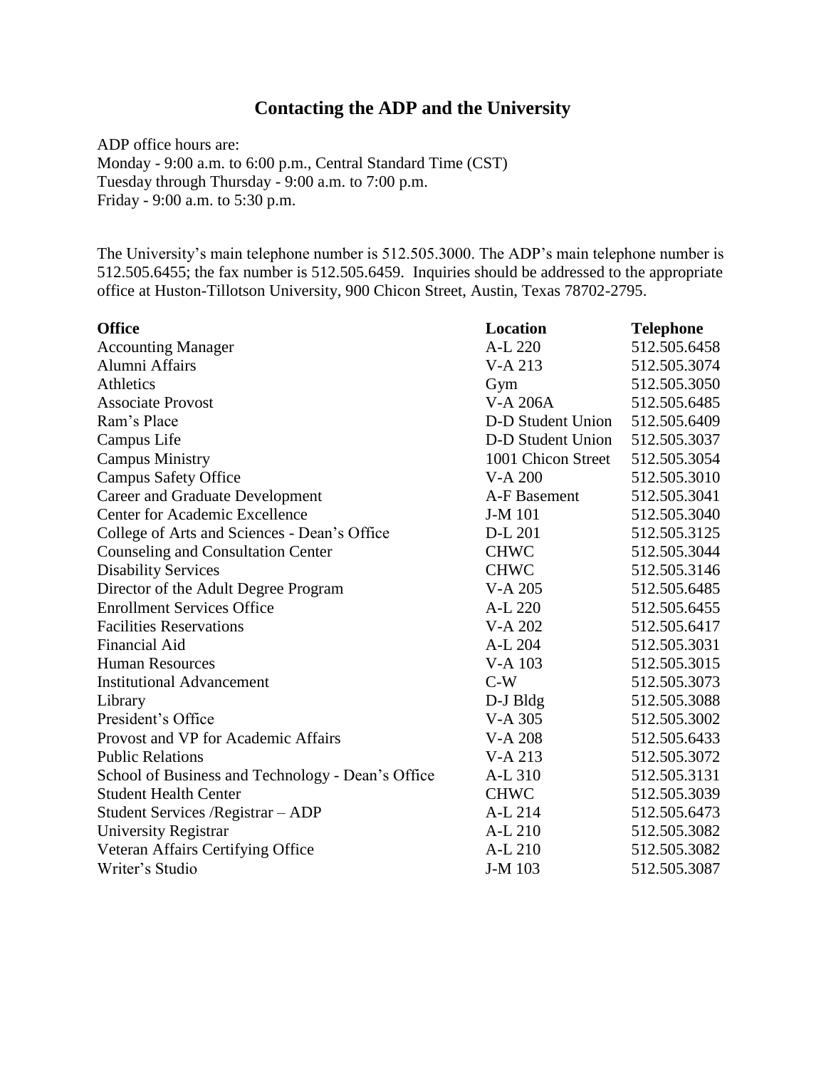# Contacting the ADP and the University

ADP office hours are:
Monday - 9:00 a.m. to 6:00 p.m., Central Standard Time (CST)
Tuesday through Thursday - 9:00 a.m. to 7:00 p.m.
Friday - 9:00 a.m. to 5:30 p.m.

The University's main telephone number is 512.505.3000. The ADP's main telephone number is 512.505.6455; the fax number is 512.505.6459. Inquiries should be addressed to the appropriate office at Huston-Tillotson University, 900 Chicon Street, Austin, Texas 78702-2795.

| Office | Location | Telephone |
|---|---|---|
| Accounting Manager | A-L 220 | 512.505.6458 |
| Alumni Affairs | V-A 213 | 512.505.3074 |
| Athletics | Gym | 512.505.3050 |
| Associate Provost | V-A 206A | 512.505.6485 |
| Ram's Place | D-D Student Union | 512.505.6409 |
| Campus Life | D-D Student Union | 512.505.3037 |
| Campus Ministry | 1001 Chicon Street | 512.505.3054 |
| Campus Safety Office | V-A 200 | 512.505.3010 |
| Career and Graduate Development | A-F Basement | 512.505.3041 |
| Center for Academic Excellence | J-M 101 | 512.505.3040 |
| College of Arts and Sciences - Dean's Office | D-L 201 | 512.505.3125 |
| Counseling and Consultation Center | CHWC | 512.505.3044 |
| Disability Services | CHWC | 512.505.3146 |
| Director of the Adult Degree Program | V-A 205 | 512.505.6485 |
| Enrollment Services Office | A-L 220 | 512.505.6455 |
| Facilities Reservations | V-A 202 | 512.505.6417 |
| Financial Aid | A-L 204 | 512.505.3031 |
| Human Resources | V-A 103 | 512.505.3015 |
| Institutional Advancement | C-W | 512.505.3073 |
| Library | D-J Bldg | 512.505.3088 |
| President's Office | V-A 305 | 512.505.3002 |
| Provost and VP for Academic Affairs | V-A 208 | 512.505.6433 |
| Public Relations | V-A 213 | 512.505.3072 |
| School of Business and Technology - Dean's Office | A-L 310 | 512.505.3131 |
| Student Health Center | CHWC | 512.505.3039 |
| Student Services /Registrar – ADP | A-L 214 | 512.505.6473 |
| University Registrar | A-L 210 | 512.505.3082 |
| Veteran Affairs Certifying Office | A-L 210 | 512.505.3082 |
| Writer's Studio | J-M 103 | 512.505.3087 |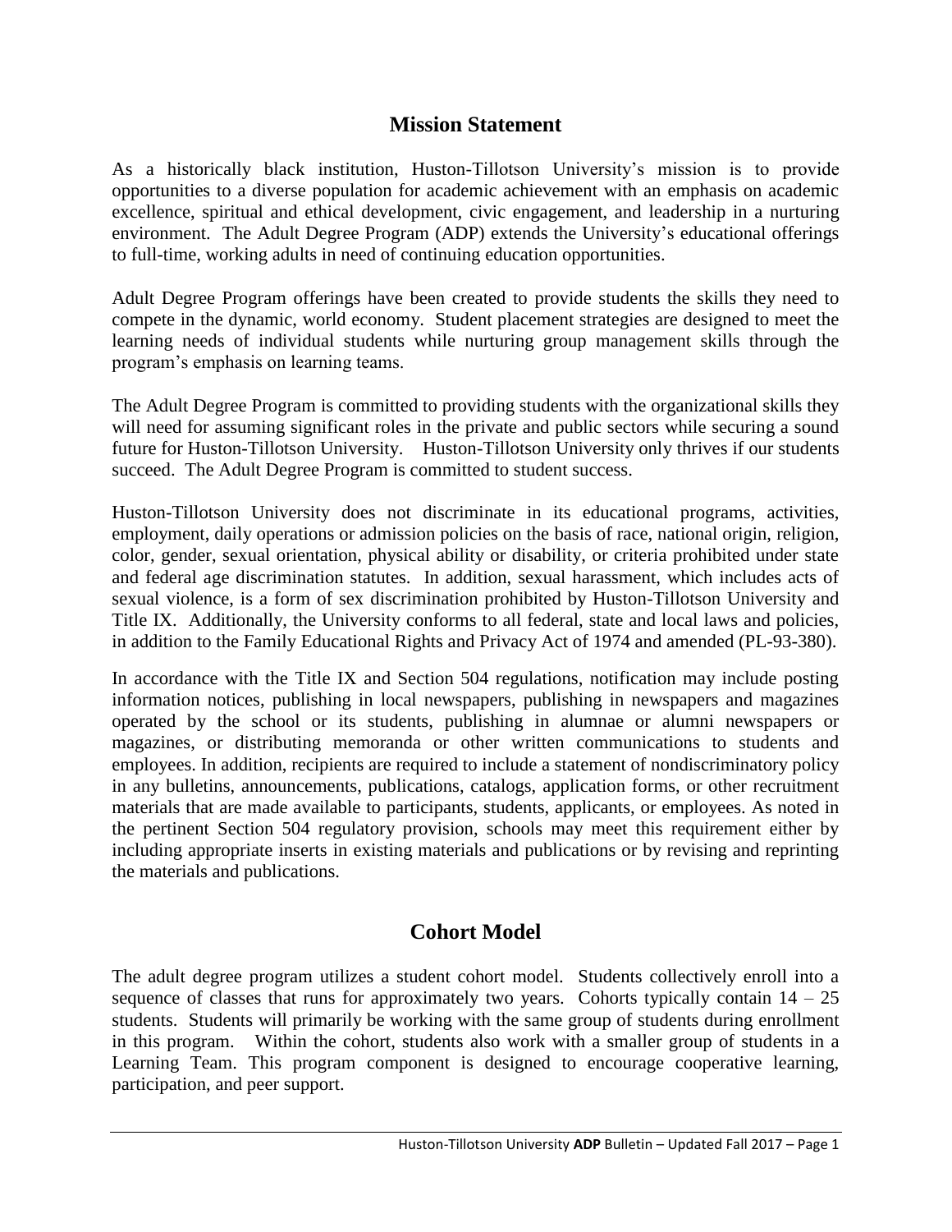## Mission Statement

As a historically black institution, Huston-Tillotson University's mission is to provide opportunities to a diverse population for academic achievement with an emphasis on academic excellence, spiritual and ethical development, civic engagement, and leadership in a nurturing environment. The Adult Degree Program (ADP) extends the University's educational offerings to full-time, working adults in need of continuing education opportunities.

Adult Degree Program offerings have been created to provide students the skills they need to compete in the dynamic, world economy. Student placement strategies are designed to meet the learning needs of individual students while nurturing group management skills through the program's emphasis on learning teams.

The Adult Degree Program is committed to providing students with the organizational skills they will need for assuming significant roles in the private and public sectors while securing a sound future for Huston-Tillotson University. Huston-Tillotson University only thrives if our students succeed. The Adult Degree Program is committed to student success.

Huston-Tillotson University does not discriminate in its educational programs, activities, employment, daily operations or admission policies on the basis of race, national origin, religion, color, gender, sexual orientation, physical ability or disability, or criteria prohibited under state and federal age discrimination statutes. In addition, sexual harassment, which includes acts of sexual violence, is a form of sex discrimination prohibited by Huston-Tillotson University and Title IX. Additionally, the University conforms to all federal, state and local laws and policies, in addition to the Family Educational Rights and Privacy Act of 1974 and amended (PL-93-380).

In accordance with the Title IX and Section 504 regulations, notification may include posting information notices, publishing in local newspapers, publishing in newspapers and magazines operated by the school or its students, publishing in alumnae or alumni newspapers or magazines, or distributing memoranda or other written communications to students and employees. In addition, recipients are required to include a statement of nondiscriminatory policy in any bulletins, announcements, publications, catalogs, application forms, or other recruitment materials that are made available to participants, students, applicants, or employees. As noted in the pertinent Section 504 regulatory provision, schools may meet this requirement either by including appropriate inserts in existing materials and publications or by revising and reprinting the materials and publications.

## Cohort Model

The adult degree program utilizes a student cohort model. Students collectively enroll into a sequence of classes that runs for approximately two years. Cohorts typically contain 14 – 25 students. Students will primarily be working with the same group of students during enrollment in this program. Within the cohort, students also work with a smaller group of students in a Learning Team. This program component is designed to encourage cooperative learning, participation, and peer support.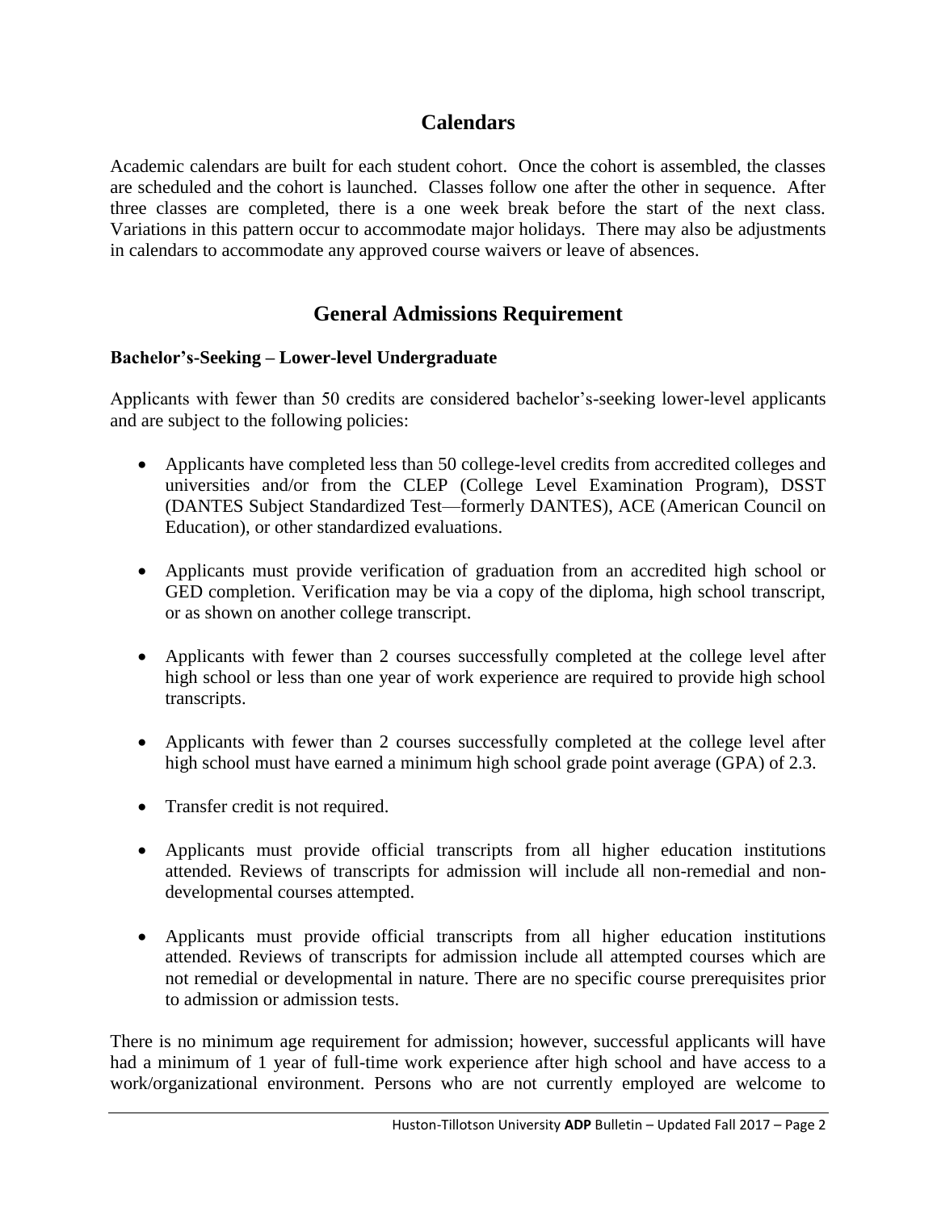## Calendars

Academic calendars are built for each student cohort. Once the cohort is assembled, the classes are scheduled and the cohort is launched. Classes follow one after the other in sequence. After three classes are completed, there is a one week break before the start of the next class. Variations in this pattern occur to accommodate major holidays. There may also be adjustments in calendars to accommodate any approved course waivers or leave of absences.

## General Admissions Requirement

### Bachelor's-Seeking – Lower-level Undergraduate

Applicants with fewer than 50 credits are considered bachelor's-seeking lower-level applicants and are subject to the following policies:

- Applicants have completed less than 50 college-level credits from accredited colleges and universities and/or from the CLEP (College Level Examination Program), DSST (DANTES Subject Standardized Test—formerly DANTES), ACE (American Council on Education), or other standardized evaluations.
- Applicants must provide verification of graduation from an accredited high school or GED completion. Verification may be via a copy of the diploma, high school transcript, or as shown on another college transcript.
- Applicants with fewer than 2 courses successfully completed at the college level after high school or less than one year of work experience are required to provide high school transcripts.
- Applicants with fewer than 2 courses successfully completed at the college level after high school must have earned a minimum high school grade point average (GPA) of 2.3.
- Transfer credit is not required.
- Applicants must provide official transcripts from all higher education institutions attended. Reviews of transcripts for admission will include all non-remedial and non-developmental courses attempted.
- Applicants must provide official transcripts from all higher education institutions attended. Reviews of transcripts for admission include all attempted courses which are not remedial or developmental in nature. There are no specific course prerequisites prior to admission or admission tests.

There is no minimum age requirement for admission; however, successful applicants will have had a minimum of 1 year of full-time work experience after high school and have access to a work/organizational environment. Persons who are not currently employed are welcome to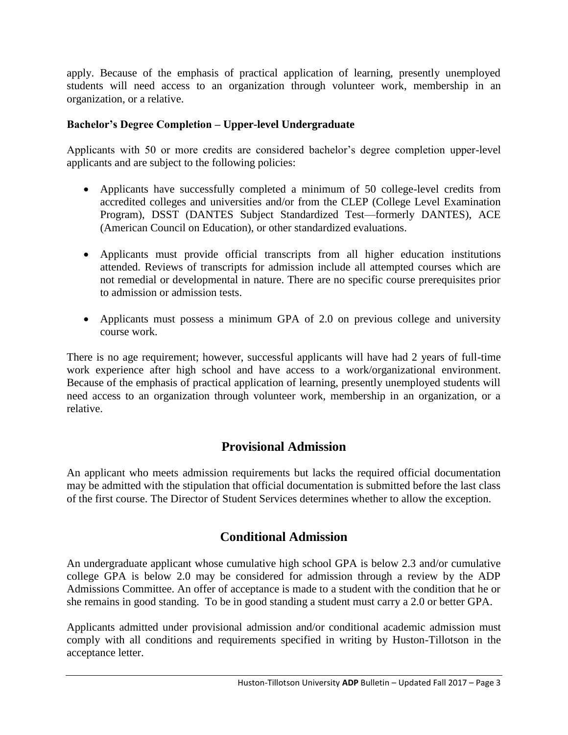apply. Because of the emphasis of practical application of learning, presently unemployed students will need access to an organization through volunteer work, membership in an organization, or a relative.

**Bachelor's Degree Completion – Upper-level Undergraduate**

Applicants with 50 or more credits are considered bachelor's degree completion upper-level applicants and are subject to the following policies:

- Applicants have successfully completed a minimum of 50 college-level credits from accredited colleges and universities and/or from the CLEP (College Level Examination Program), DSST (DANTES Subject Standardized Test—formerly DANTES), ACE (American Council on Education), or other standardized evaluations.
- Applicants must provide official transcripts from all higher education institutions attended. Reviews of transcripts for admission include all attempted courses which are not remedial or developmental in nature. There are no specific course prerequisites prior to admission or admission tests.
- Applicants must possess a minimum GPA of 2.0 on previous college and university course work.

There is no age requirement; however, successful applicants will have had 2 years of full-time work experience after high school and have access to a work/organizational environment. Because of the emphasis of practical application of learning, presently unemployed students will need access to an organization through volunteer work, membership in an organization, or a relative.

## Provisional Admission

An applicant who meets admission requirements but lacks the required official documentation may be admitted with the stipulation that official documentation is submitted before the last class of the first course. The Director of Student Services determines whether to allow the exception.

## Conditional Admission

An undergraduate applicant whose cumulative high school GPA is below 2.3 and/or cumulative college GPA is below 2.0 may be considered for admission through a review by the ADP Admissions Committee. An offer of acceptance is made to a student with the condition that he or she remains in good standing. To be in good standing a student must carry a 2.0 or better GPA.

Applicants admitted under provisional admission and/or conditional academic admission must comply with all conditions and requirements specified in writing by Huston-Tillotson in the acceptance letter.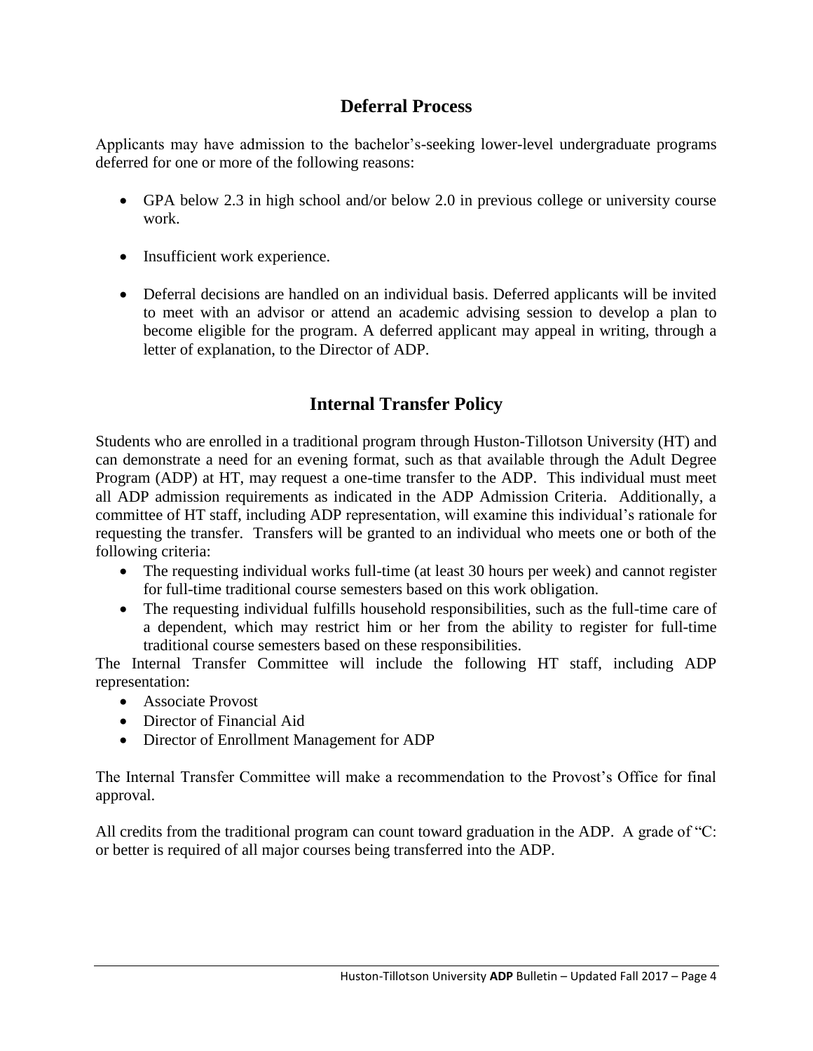## Deferral Process

Applicants may have admission to the bachelor's-seeking lower-level undergraduate programs deferred for one or more of the following reasons:

- GPA below 2.3 in high school and/or below 2.0 in previous college or university course work.
- Insufficient work experience.
- Deferral decisions are handled on an individual basis. Deferred applicants will be invited to meet with an advisor or attend an academic advising session to develop a plan to become eligible for the program. A deferred applicant may appeal in writing, through a letter of explanation, to the Director of ADP.

## Internal Transfer Policy

Students who are enrolled in a traditional program through Huston-Tillotson University (HT) and can demonstrate a need for an evening format, such as that available through the Adult Degree Program (ADP) at HT, may request a one-time transfer to the ADP. This individual must meet all ADP admission requirements as indicated in the ADP Admission Criteria. Additionally, a committee of HT staff, including ADP representation, will examine this individual's rationale for requesting the transfer. Transfers will be granted to an individual who meets one or both of the following criteria:

- The requesting individual works full-time (at least 30 hours per week) and cannot register for full-time traditional course semesters based on this work obligation.
- The requesting individual fulfills household responsibilities, such as the full-time care of a dependent, which may restrict him or her from the ability to register for full-time traditional course semesters based on these responsibilities.

The Internal Transfer Committee will include the following HT staff, including ADP representation:

- Associate Provost
- Director of Financial Aid
- Director of Enrollment Management for ADP

The Internal Transfer Committee will make a recommendation to the Provost's Office for final approval.

All credits from the traditional program can count toward graduation in the ADP. A grade of "C: or better is required of all major courses being transferred into the ADP.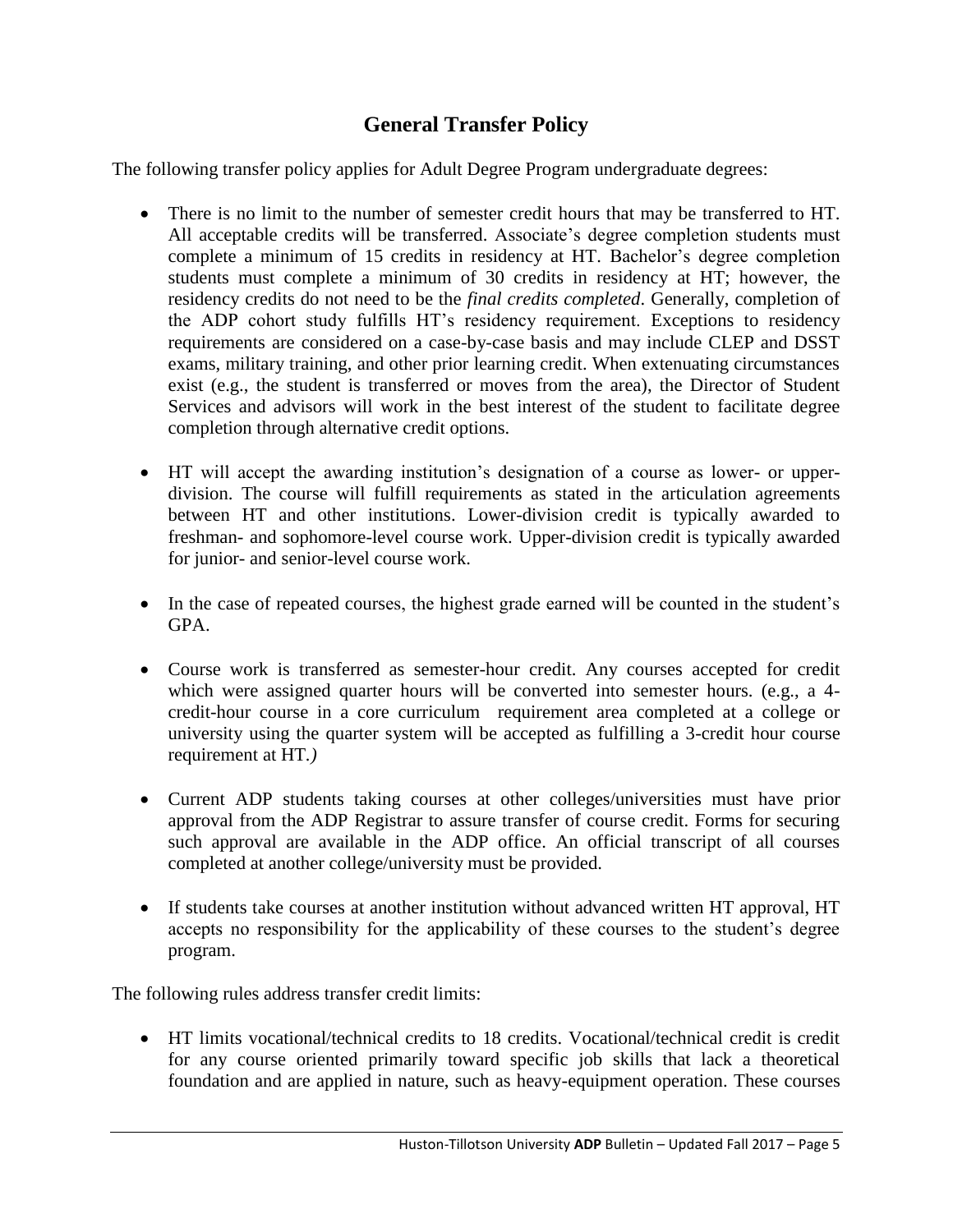## General Transfer Policy

The following transfer policy applies for Adult Degree Program undergraduate degrees:

- There is no limit to the number of semester credit hours that may be transferred to HT. All acceptable credits will be transferred. Associate's degree completion students must complete a minimum of 15 credits in residency at HT. Bachelor's degree completion students must complete a minimum of 30 credits in residency at HT; however, the residency credits do not need to be the *final credits completed*. Generally, completion of the ADP cohort study fulfills HT's residency requirement. Exceptions to residency requirements are considered on a case-by-case basis and may include CLEP and DSST exams, military training, and other prior learning credit. When extenuating circumstances exist (e.g., the student is transferred or moves from the area), the Director of Student Services and advisors will work in the best interest of the student to facilitate degree completion through alternative credit options.

- HT will accept the awarding institution's designation of a course as lower- or upper-division. The course will fulfill requirements as stated in the articulation agreements between HT and other institutions. Lower-division credit is typically awarded to freshman- and sophomore-level course work. Upper-division credit is typically awarded for junior- and senior-level course work.

- In the case of repeated courses, the highest grade earned will be counted in the student's GPA.

- Course work is transferred as semester-hour credit. Any courses accepted for credit which were assigned quarter hours will be converted into semester hours. (e.g., a 4-credit-hour course in a core curriculum requirement area completed at a college or university using the quarter system will be accepted as fulfilling a 3-credit hour course requirement at HT.*)*

- Current ADP students taking courses at other colleges/universities must have prior approval from the ADP Registrar to assure transfer of course credit. Forms for securing such approval are available in the ADP office. An official transcript of all courses completed at another college/university must be provided.

- If students take courses at another institution without advanced written HT approval, HT accepts no responsibility for the applicability of these courses to the student's degree program.

The following rules address transfer credit limits:

- HT limits vocational/technical credits to 18 credits. Vocational/technical credit is credit for any course oriented primarily toward specific job skills that lack a theoretical foundation and are applied in nature, such as heavy-equipment operation. These courses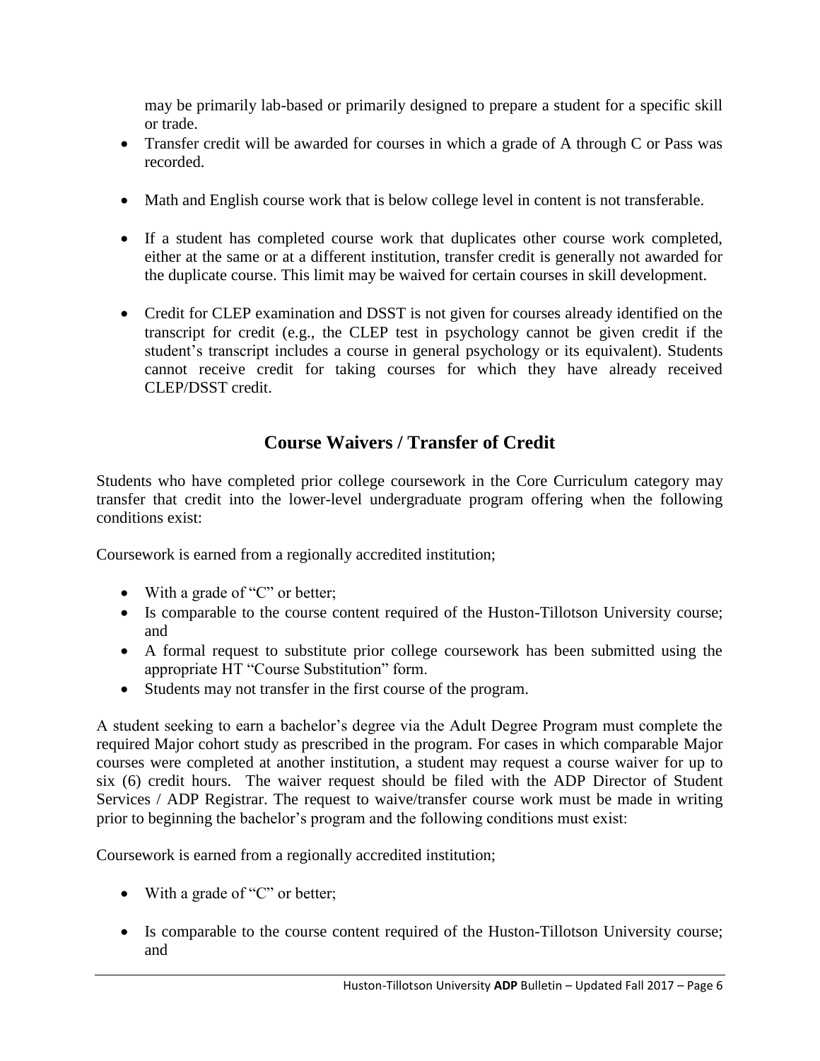may be primarily lab-based or primarily designed to prepare a student for a specific skill or trade.

- Transfer credit will be awarded for courses in which a grade of A through C or Pass was recorded.
- Math and English course work that is below college level in content is not transferable.
- If a student has completed course work that duplicates other course work completed, either at the same or at a different institution, transfer credit is generally not awarded for the duplicate course. This limit may be waived for certain courses in skill development.
- Credit for CLEP examination and DSST is not given for courses already identified on the transcript for credit (e.g., the CLEP test in psychology cannot be given credit if the student's transcript includes a course in general psychology or its equivalent). Students cannot receive credit for taking courses for which they have already received CLEP/DSST credit.

## Course Waivers / Transfer of Credit

Students who have completed prior college coursework in the Core Curriculum category may transfer that credit into the lower-level undergraduate program offering when the following conditions exist:

Coursework is earned from a regionally accredited institution;

- With a grade of "C" or better;
- Is comparable to the course content required of the Huston-Tillotson University course; and
- A formal request to substitute prior college coursework has been submitted using the appropriate HT "Course Substitution" form.
- Students may not transfer in the first course of the program.

A student seeking to earn a bachelor's degree via the Adult Degree Program must complete the required Major cohort study as prescribed in the program. For cases in which comparable Major courses were completed at another institution, a student may request a course waiver for up to six (6) credit hours. The waiver request should be filed with the ADP Director of Student Services / ADP Registrar. The request to waive/transfer course work must be made in writing prior to beginning the bachelor's program and the following conditions must exist:

Coursework is earned from a regionally accredited institution;

- With a grade of "C" or better;
- Is comparable to the course content required of the Huston-Tillotson University course; and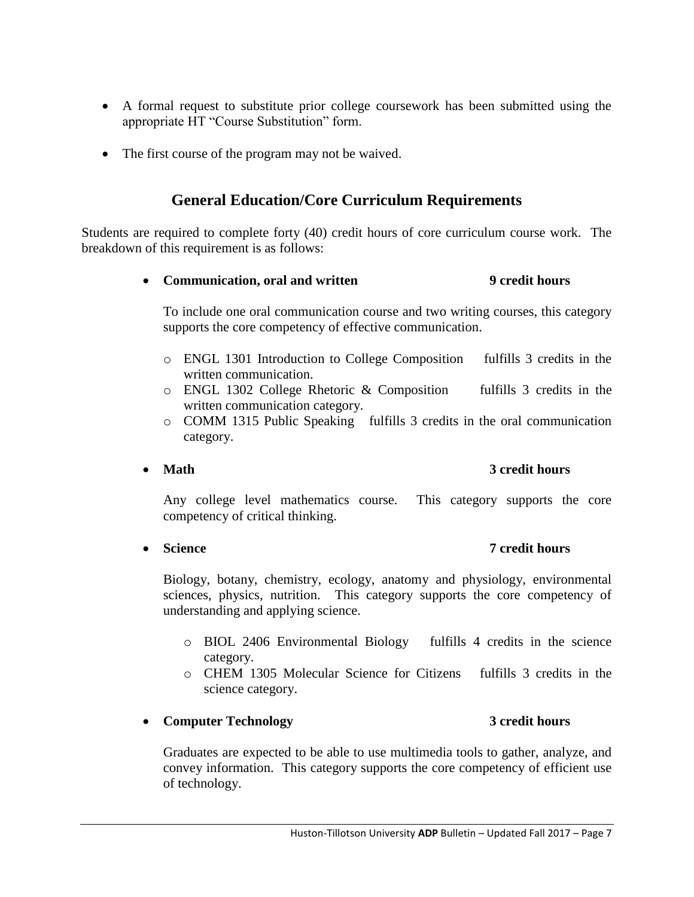- A formal request to substitute prior college coursework has been submitted using the appropriate HT "Course Substitution" form.
- The first course of the program may not be waived.

## General Education/Core Curriculum Requirements

Students are required to complete forty (40) credit hours of core curriculum course work. The breakdown of this requirement is as follows:

- **Communication, oral and written 9 credit hours**

  To include one oral communication course and two writing courses, this category supports the core competency of effective communication.

  - ENGL 1301 Introduction to College Composition fulfills 3 credits in the written communication.
  - ENGL 1302 College Rhetoric & Composition fulfills 3 credits in the written communication category.
  - COMM 1315 Public Speaking fulfills 3 credits in the oral communication category.

- **Math 3 credit hours**

  Any college level mathematics course. This category supports the core competency of critical thinking.

- **Science 7 credit hours**

  Biology, botany, chemistry, ecology, anatomy and physiology, environmental sciences, physics, nutrition. This category supports the core competency of understanding and applying science.

  - BIOL 2406 Environmental Biology fulfills 4 credits in the science category.
  - CHEM 1305 Molecular Science for Citizens fulfills 3 credits in the science category.

- **Computer Technology 3 credit hours**

  Graduates are expected to be able to use multimedia tools to gather, analyze, and convey information. This category supports the core competency of efficient use of technology.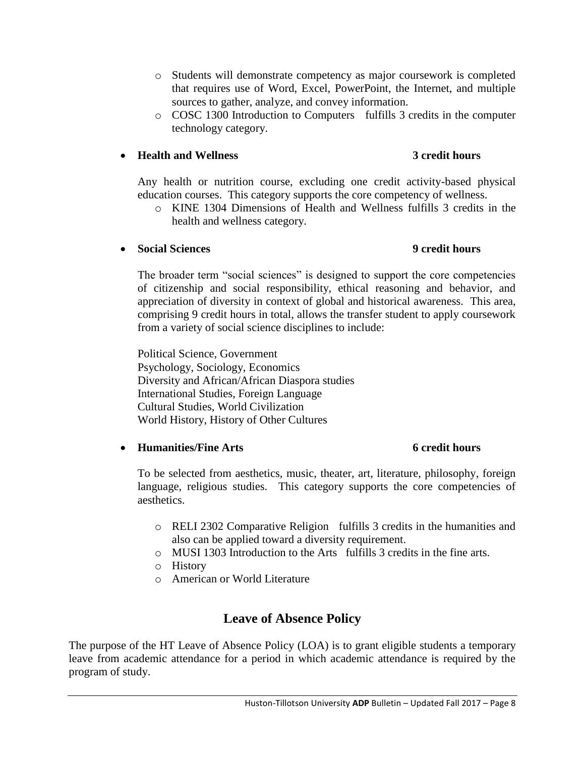- Students will demonstrate competency as major coursework is completed that requires use of Word, Excel, PowerPoint, the Internet, and multiple sources to gather, analyze, and convey information.
  - COSC 1300 Introduction to Computers fulfills 3 credits in the computer technology category.

- **Health and Wellness** **3 credit hours**

  Any health or nutrition course, excluding one credit activity-based physical education courses. This category supports the core competency of wellness.

  - KINE 1304 Dimensions of Health and Wellness fulfills 3 credits in the health and wellness category.

- **Social Sciences** **9 credit hours**

  The broader term "social sciences" is designed to support the core competencies of citizenship and social responsibility, ethical reasoning and behavior, and appreciation of diversity in context of global and historical awareness. This area, comprising 9 credit hours in total, allows the transfer student to apply coursework from a variety of social science disciplines to include:

  Political Science, Government
  Psychology, Sociology, Economics
  Diversity and African/African Diaspora studies
  International Studies, Foreign Language
  Cultural Studies, World Civilization
  World History, History of Other Cultures

- **Humanities/Fine Arts** **6 credit hours**

  To be selected from aesthetics, music, theater, art, literature, philosophy, foreign language, religious studies. This category supports the core competencies of aesthetics.

  - RELI 2302 Comparative Religion fulfills 3 credits in the humanities and also can be applied toward a diversity requirement.
  - MUSI 1303 Introduction to the Arts fulfills 3 credits in the fine arts.
  - History
  - American or World Literature

## Leave of Absence Policy

The purpose of the HT Leave of Absence Policy (LOA) is to grant eligible students a temporary leave from academic attendance for a period in which academic attendance is required by the program of study.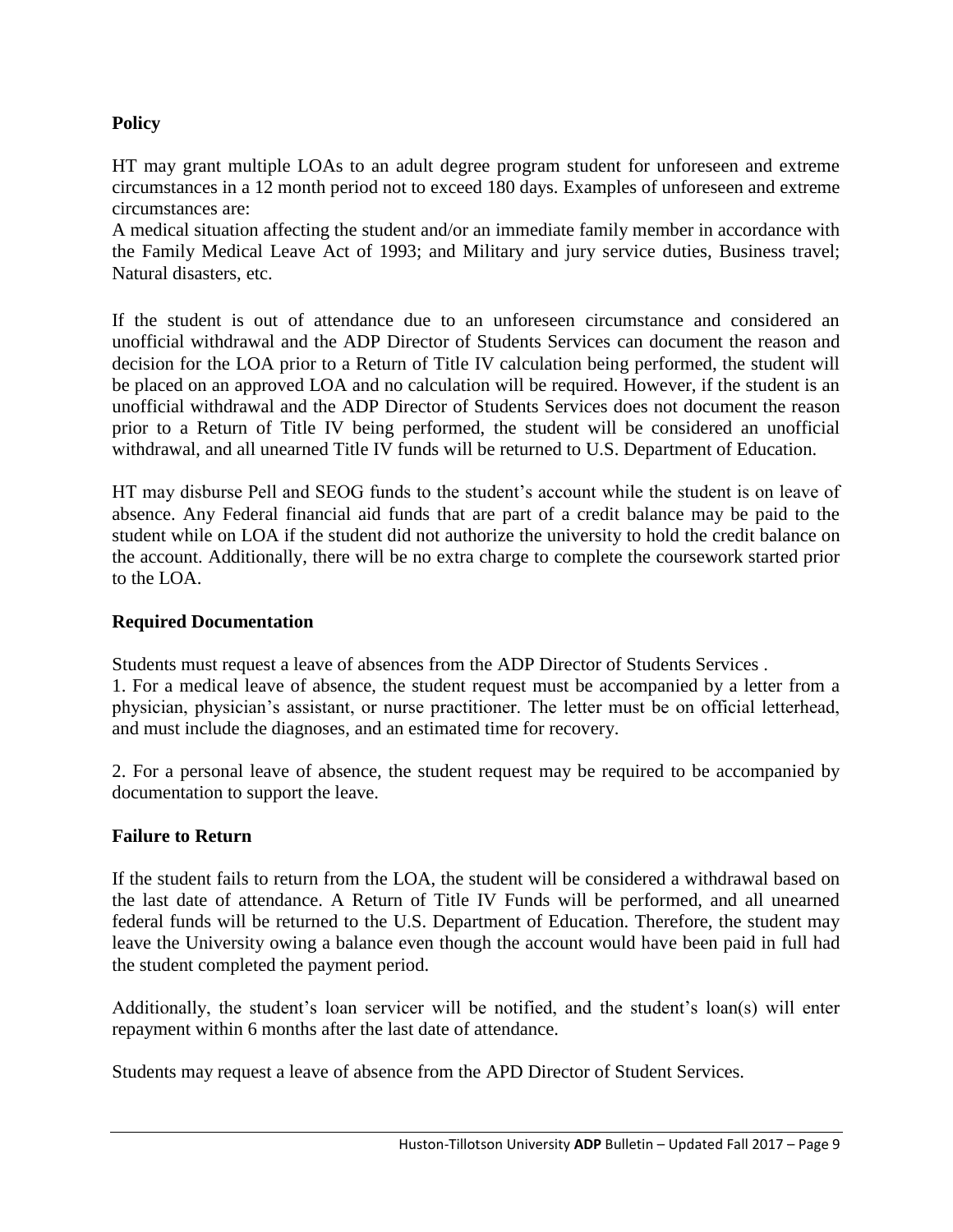### Policy

HT may grant multiple LOAs to an adult degree program student for unforeseen and extreme circumstances in a 12 month period not to exceed 180 days. Examples of unforeseen and extreme circumstances are:
A medical situation affecting the student and/or an immediate family member in accordance with the Family Medical Leave Act of 1993; and Military and jury service duties, Business travel; Natural disasters, etc.

If the student is out of attendance due to an unforeseen circumstance and considered an unofficial withdrawal and the ADP Director of Students Services can document the reason and decision for the LOA prior to a Return of Title IV calculation being performed, the student will be placed on an approved LOA and no calculation will be required. However, if the student is an unofficial withdrawal and the ADP Director of Students Services does not document the reason prior to a Return of Title IV being performed, the student will be considered an unofficial withdrawal, and all unearned Title IV funds will be returned to U.S. Department of Education.

HT may disburse Pell and SEOG funds to the student's account while the student is on leave of absence. Any Federal financial aid funds that are part of a credit balance may be paid to the student while on LOA if the student did not authorize the university to hold the credit balance on the account. Additionally, there will be no extra charge to complete the coursework started prior to the LOA.

### Required Documentation

Students must request a leave of absences from the ADP Director of Students Services .
1. For a medical leave of absence, the student request must be accompanied by a letter from a physician, physician's assistant, or nurse practitioner. The letter must be on official letterhead, and must include the diagnoses, and an estimated time for recovery.

2. For a personal leave of absence, the student request may be required to be accompanied by documentation to support the leave.

### Failure to Return

If the student fails to return from the LOA, the student will be considered a withdrawal based on the last date of attendance. A Return of Title IV Funds will be performed, and all unearned federal funds will be returned to the U.S. Department of Education. Therefore, the student may leave the University owing a balance even though the account would have been paid in full had the student completed the payment period.

Additionally, the student's loan servicer will be notified, and the student's loan(s) will enter repayment within 6 months after the last date of attendance.

Students may request a leave of absence from the APD Director of Student Services.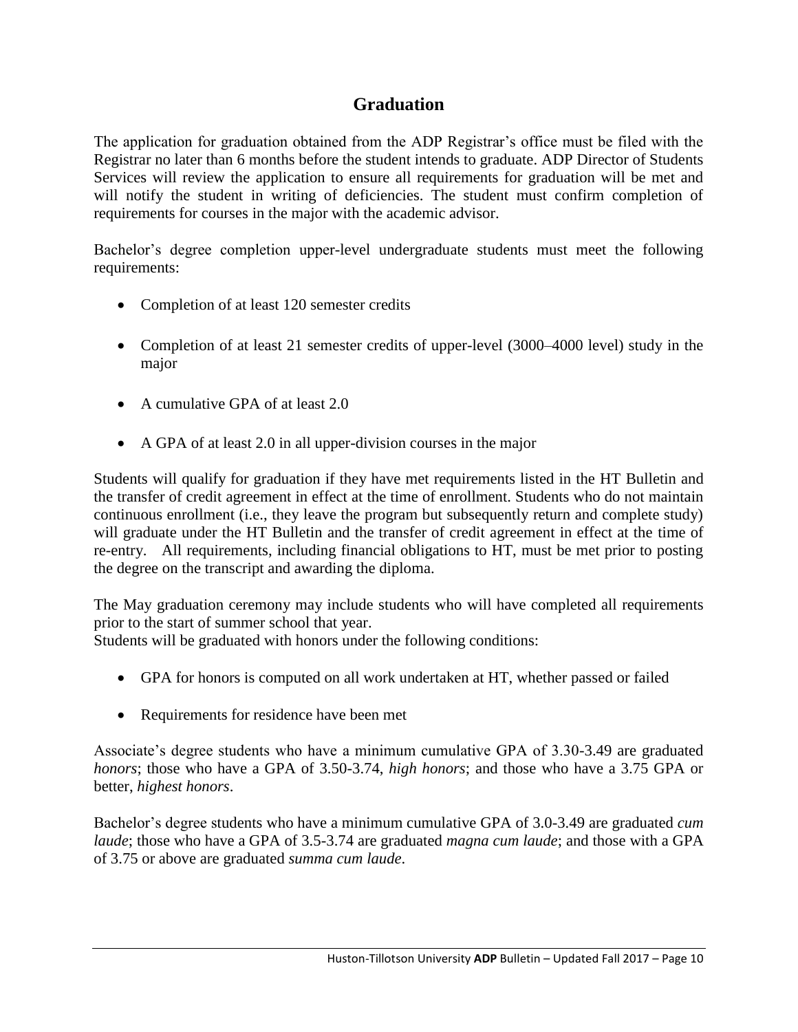## Graduation

The application for graduation obtained from the ADP Registrar's office must be filed with the Registrar no later than 6 months before the student intends to graduate. ADP Director of Students Services will review the application to ensure all requirements for graduation will be met and will notify the student in writing of deficiencies. The student must confirm completion of requirements for courses in the major with the academic advisor.

Bachelor's degree completion upper-level undergraduate students must meet the following requirements:

- Completion of at least 120 semester credits
- Completion of at least 21 semester credits of upper-level (3000–4000 level) study in the major
- A cumulative GPA of at least 2.0
- A GPA of at least 2.0 in all upper-division courses in the major

Students will qualify for graduation if they have met requirements listed in the HT Bulletin and the transfer of credit agreement in effect at the time of enrollment. Students who do not maintain continuous enrollment (i.e., they leave the program but subsequently return and complete study) will graduate under the HT Bulletin and the transfer of credit agreement in effect at the time of re-entry. All requirements, including financial obligations to HT, must be met prior to posting the degree on the transcript and awarding the diploma.

The May graduation ceremony may include students who will have completed all requirements prior to the start of summer school that year.
Students will be graduated with honors under the following conditions:

- GPA for honors is computed on all work undertaken at HT, whether passed or failed
- Requirements for residence have been met

Associate's degree students who have a minimum cumulative GPA of 3.30-3.49 are graduated *honors*; those who have a GPA of 3.50-3.74, *high honors*; and those who have a 3.75 GPA or better, *highest honors*.

Bachelor's degree students who have a minimum cumulative GPA of 3.0-3.49 are graduated *cum laude*; those who have a GPA of 3.5-3.74 are graduated *magna cum laude*; and those with a GPA of 3.75 or above are graduated *summa cum laude*.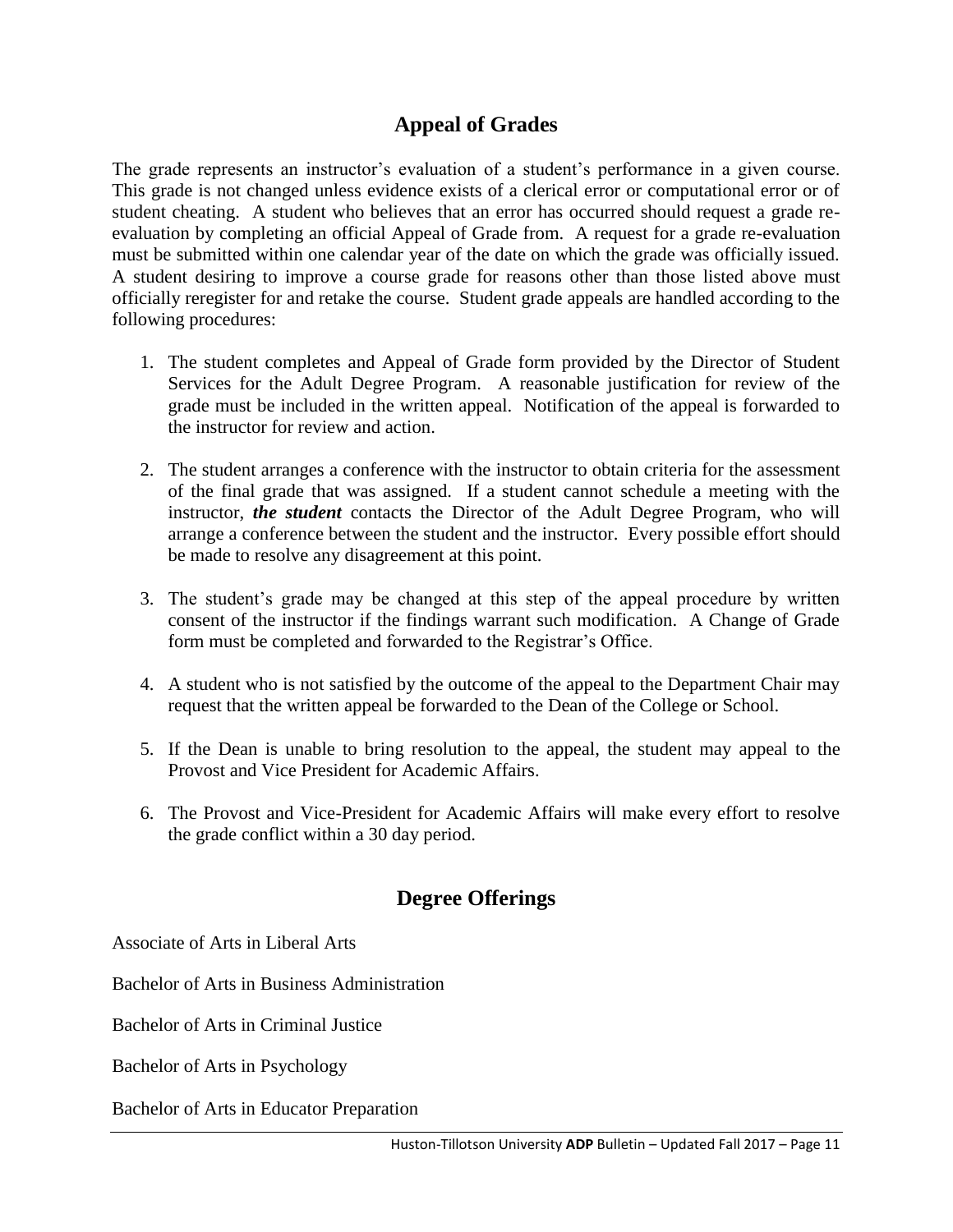## Appeal of Grades

The grade represents an instructor's evaluation of a student's performance in a given course. This grade is not changed unless evidence exists of a clerical error or computational error or of student cheating. A student who believes that an error has occurred should request a grade re-evaluation by completing an official Appeal of Grade from. A request for a grade re-evaluation must be submitted within one calendar year of the date on which the grade was officially issued. A student desiring to improve a course grade for reasons other than those listed above must officially reregister for and retake the course. Student grade appeals are handled according to the following procedures:

1. The student completes and Appeal of Grade form provided by the Director of Student Services for the Adult Degree Program. A reasonable justification for review of the grade must be included in the written appeal. Notification of the appeal is forwarded to the instructor for review and action.

2. The student arranges a conference with the instructor to obtain criteria for the assessment of the final grade that was assigned. If a student cannot schedule a meeting with the instructor, ***the student*** contacts the Director of the Adult Degree Program, who will arrange a conference between the student and the instructor. Every possible effort should be made to resolve any disagreement at this point.

3. The student's grade may be changed at this step of the appeal procedure by written consent of the instructor if the findings warrant such modification. A Change of Grade form must be completed and forwarded to the Registrar's Office.

4. A student who is not satisfied by the outcome of the appeal to the Department Chair may request that the written appeal be forwarded to the Dean of the College or School.

5. If the Dean is unable to bring resolution to the appeal, the student may appeal to the Provost and Vice President for Academic Affairs.

6. The Provost and Vice-President for Academic Affairs will make every effort to resolve the grade conflict within a 30 day period.

## Degree Offerings

Associate of Arts in Liberal Arts

Bachelor of Arts in Business Administration

Bachelor of Arts in Criminal Justice

Bachelor of Arts in Psychology

Bachelor of Arts in Educator Preparation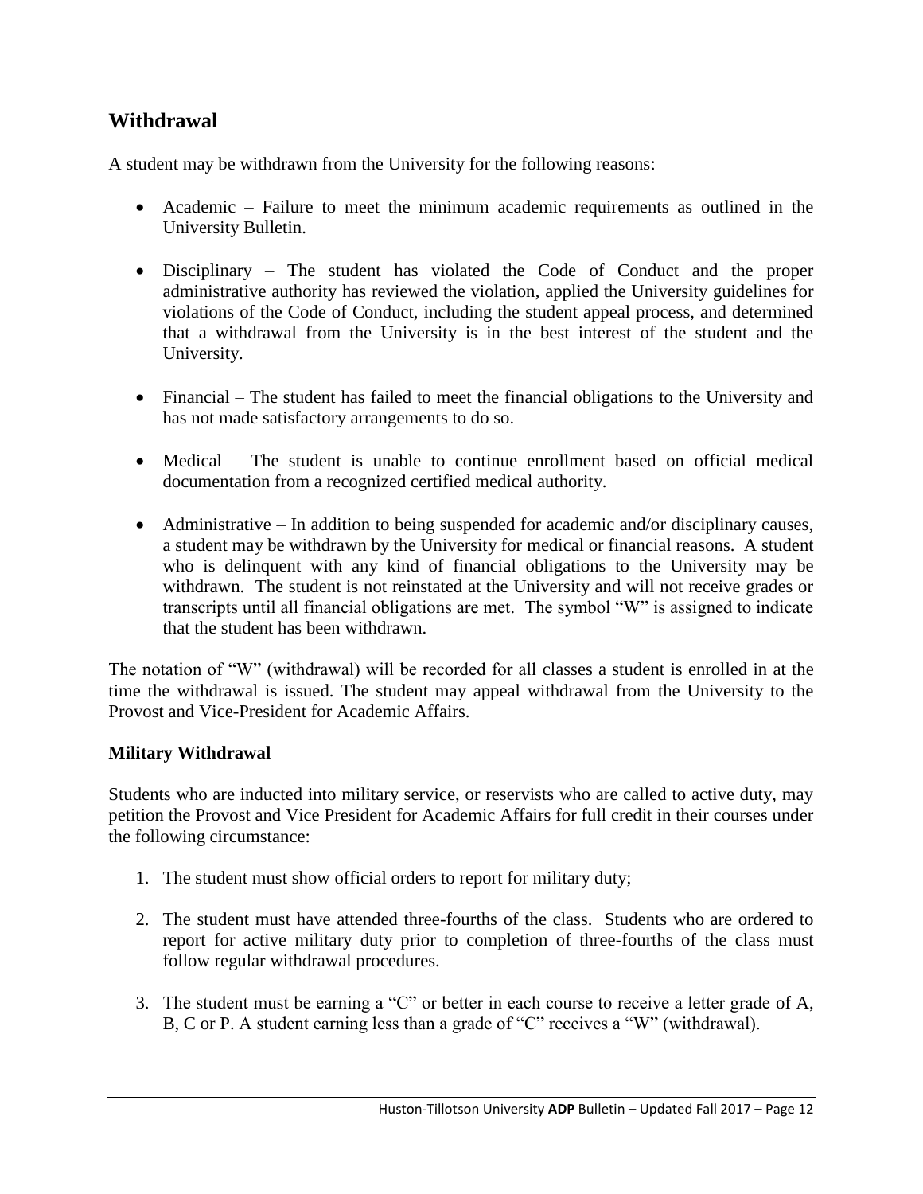## Withdrawal

A student may be withdrawn from the University for the following reasons:

- Academic – Failure to meet the minimum academic requirements as outlined in the University Bulletin.

- Disciplinary – The student has violated the Code of Conduct and the proper administrative authority has reviewed the violation, applied the University guidelines for violations of the Code of Conduct, including the student appeal process, and determined that a withdrawal from the University is in the best interest of the student and the University.

- Financial – The student has failed to meet the financial obligations to the University and has not made satisfactory arrangements to do so.

- Medical – The student is unable to continue enrollment based on official medical documentation from a recognized certified medical authority.

- Administrative – In addition to being suspended for academic and/or disciplinary causes, a student may be withdrawn by the University for medical or financial reasons. A student who is delinquent with any kind of financial obligations to the University may be withdrawn. The student is not reinstated at the University and will not receive grades or transcripts until all financial obligations are met. The symbol "W" is assigned to indicate that the student has been withdrawn.

The notation of "W" (withdrawal) will be recorded for all classes a student is enrolled in at the time the withdrawal is issued. The student may appeal withdrawal from the University to the Provost and Vice-President for Academic Affairs.

### Military Withdrawal

Students who are inducted into military service, or reservists who are called to active duty, may petition the Provost and Vice President for Academic Affairs for full credit in their courses under the following circumstance:

1. The student must show official orders to report for military duty;

2. The student must have attended three-fourths of the class. Students who are ordered to report for active military duty prior to completion of three-fourths of the class must follow regular withdrawal procedures.

3. The student must be earning a "C" or better in each course to receive a letter grade of A, B, C or P. A student earning less than a grade of "C" receives a "W" (withdrawal).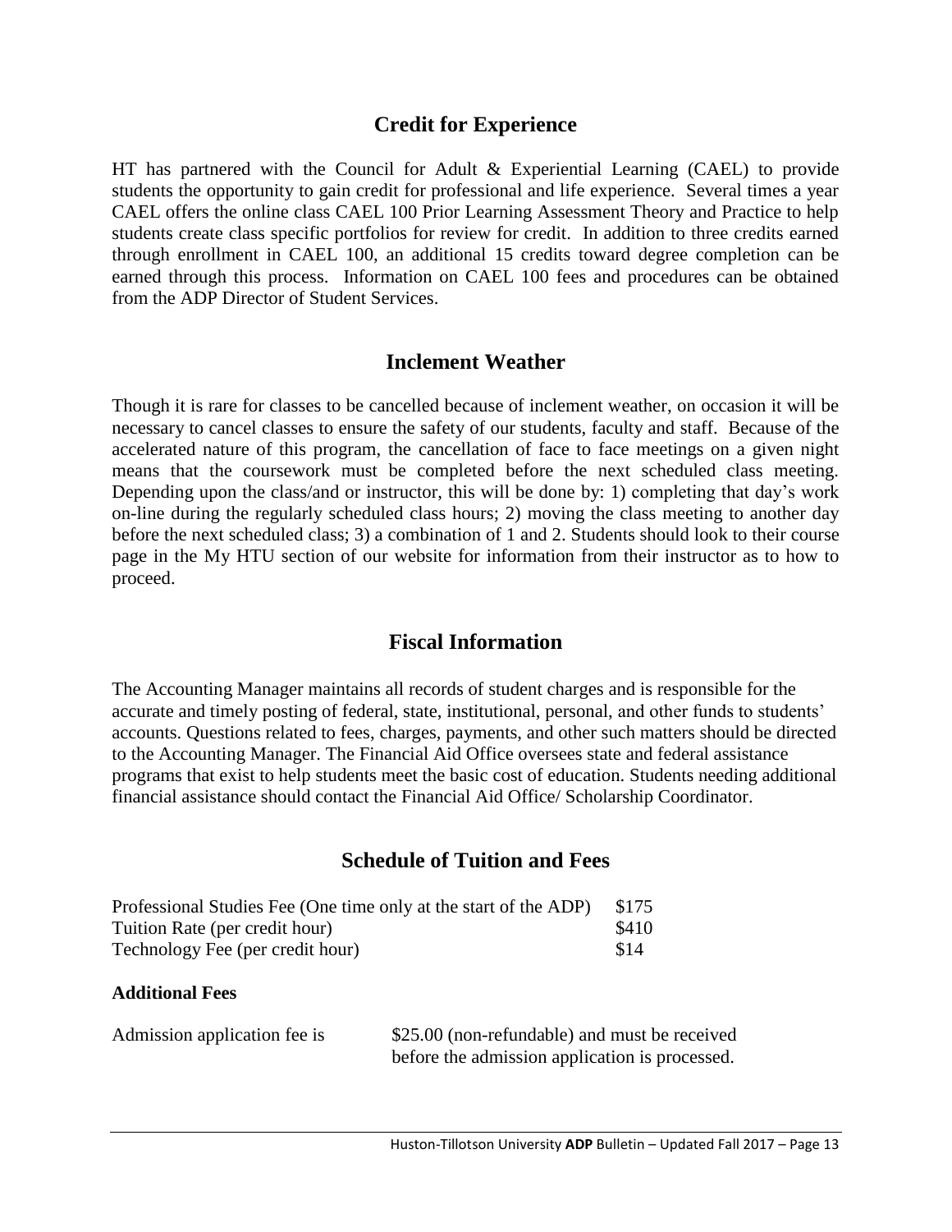## Credit for Experience

HT has partnered with the Council for Adult & Experiential Learning (CAEL) to provide students the opportunity to gain credit for professional and life experience. Several times a year CAEL offers the online class CAEL 100 Prior Learning Assessment Theory and Practice to help students create class specific portfolios for review for credit. In addition to three credits earned through enrollment in CAEL 100, an additional 15 credits toward degree completion can be earned through this process. Information on CAEL 100 fees and procedures can be obtained from the ADP Director of Student Services.

## Inclement Weather

Though it is rare for classes to be cancelled because of inclement weather, on occasion it will be necessary to cancel classes to ensure the safety of our students, faculty and staff. Because of the accelerated nature of this program, the cancellation of face to face meetings on a given night means that the coursework must be completed before the next scheduled class meeting. Depending upon the class/and or instructor, this will be done by: 1) completing that day's work on-line during the regularly scheduled class hours; 2) moving the class meeting to another day before the next scheduled class; 3) a combination of 1 and 2. Students should look to their course page in the My HTU section of our website for information from their instructor as to how to proceed.

## Fiscal Information

The Accounting Manager maintains all records of student charges and is responsible for the accurate and timely posting of federal, state, institutional, personal, and other funds to students' accounts. Questions related to fees, charges, payments, and other such matters should be directed to the Accounting Manager. The Financial Aid Office oversees state and federal assistance programs that exist to help students meet the basic cost of education. Students needing additional financial assistance should contact the Financial Aid Office/ Scholarship Coordinator.

## Schedule of Tuition and Fees

| | |
|---|---|
| Professional Studies Fee (One time only at the start of the ADP) | $175 |
| Tuition Rate (per credit hour) | $410 |
| Technology Fee (per credit hour) | $14 |

**Additional Fees**

| | |
|---|---|
| Admission application fee is | $25.00 (non-refundable) and must be received before the admission application is processed. |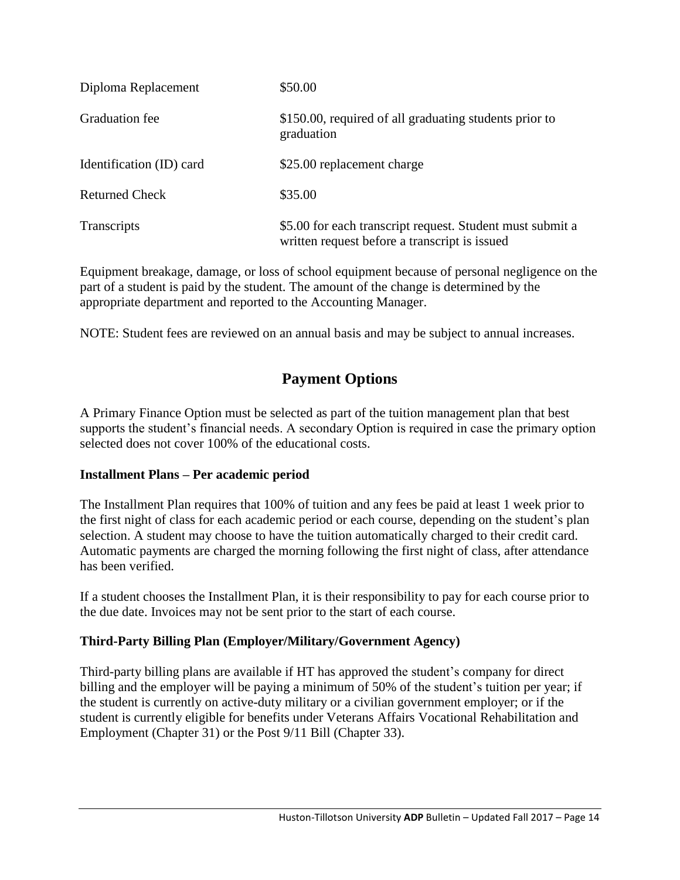| | |
|---|---|
| Diploma Replacement | \$50.00 |
| Graduation fee | \$150.00, required of all graduating students prior to graduation |
| Identification (ID) card | \$25.00 replacement charge |
| Returned Check | \$35.00 |
| Transcripts | \$5.00 for each transcript request. Student must submit a written request before a transcript is issued |

Equipment breakage, damage, or loss of school equipment because of personal negligence on the part of a student is paid by the student. The amount of the change is determined by the appropriate department and reported to the Accounting Manager.

NOTE: Student fees are reviewed on an annual basis and may be subject to annual increases.

## Payment Options

A Primary Finance Option must be selected as part of the tuition management plan that best supports the student's financial needs. A secondary Option is required in case the primary option selected does not cover 100% of the educational costs.

**Installment Plans – Per academic period**

The Installment Plan requires that 100% of tuition and any fees be paid at least 1 week prior to the first night of class for each academic period or each course, depending on the student's plan selection. A student may choose to have the tuition automatically charged to their credit card. Automatic payments are charged the morning following the first night of class, after attendance has been verified.

If a student chooses the Installment Plan, it is their responsibility to pay for each course prior to the due date. Invoices may not be sent prior to the start of each course.

**Third-Party Billing Plan (Employer/Military/Government Agency)**

Third-party billing plans are available if HT has approved the student's company for direct billing and the employer will be paying a minimum of 50% of the student's tuition per year; if the student is currently on active-duty military or a civilian government employer; or if the student is currently eligible for benefits under Veterans Affairs Vocational Rehabilitation and Employment (Chapter 31) or the Post 9/11 Bill (Chapter 33).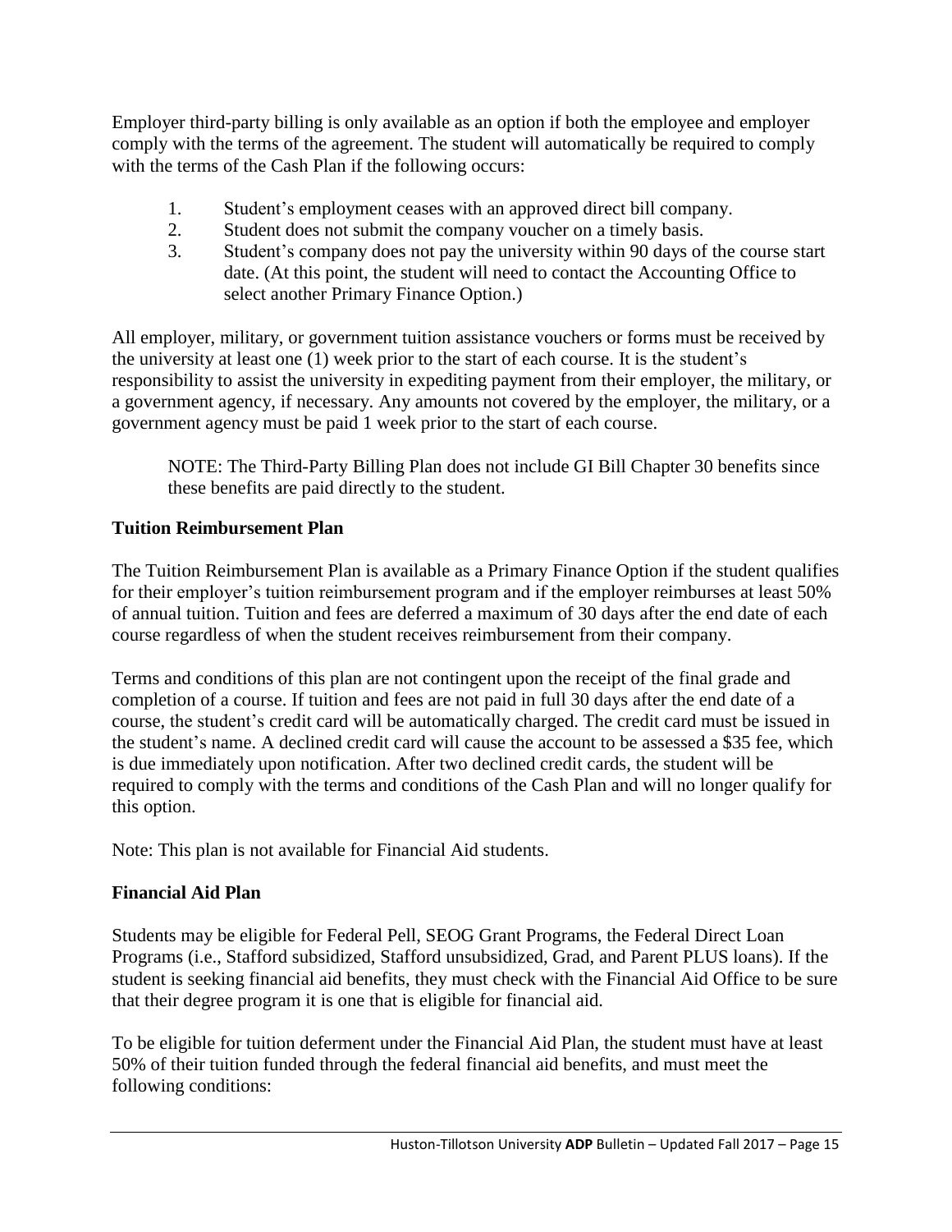Employer third-party billing is only available as an option if both the employee and employer comply with the terms of the agreement. The student will automatically be required to comply with the terms of the Cash Plan if the following occurs:

1. Student's employment ceases with an approved direct bill company.
2. Student does not submit the company voucher on a timely basis.
3. Student's company does not pay the university within 90 days of the course start date. (At this point, the student will need to contact the Accounting Office to select another Primary Finance Option.)

All employer, military, or government tuition assistance vouchers or forms must be received by the university at least one (1) week prior to the start of each course. It is the student's responsibility to assist the university in expediting payment from their employer, the military, or a government agency, if necessary. Any amounts not covered by the employer, the military, or a government agency must be paid 1 week prior to the start of each course.

> NOTE: The Third-Party Billing Plan does not include GI Bill Chapter 30 benefits since these benefits are paid directly to the student.

### Tuition Reimbursement Plan

The Tuition Reimbursement Plan is available as a Primary Finance Option if the student qualifies for their employer's tuition reimbursement program and if the employer reimburses at least 50% of annual tuition. Tuition and fees are deferred a maximum of 30 days after the end date of each course regardless of when the student receives reimbursement from their company.

Terms and conditions of this plan are not contingent upon the receipt of the final grade and completion of a course. If tuition and fees are not paid in full 30 days after the end date of a course, the student's credit card will be automatically charged. The credit card must be issued in the student's name. A declined credit card will cause the account to be assessed a $35 fee, which is due immediately upon notification. After two declined credit cards, the student will be required to comply with the terms and conditions of the Cash Plan and will no longer qualify for this option.

Note: This plan is not available for Financial Aid students.

### Financial Aid Plan

Students may be eligible for Federal Pell, SEOG Grant Programs, the Federal Direct Loan Programs (i.e., Stafford subsidized, Stafford unsubsidized, Grad, and Parent PLUS loans). If the student is seeking financial aid benefits, they must check with the Financial Aid Office to be sure that their degree program it is one that is eligible for financial aid.

To be eligible for tuition deferment under the Financial Aid Plan, the student must have at least 50% of their tuition funded through the federal financial aid benefits, and must meet the following conditions: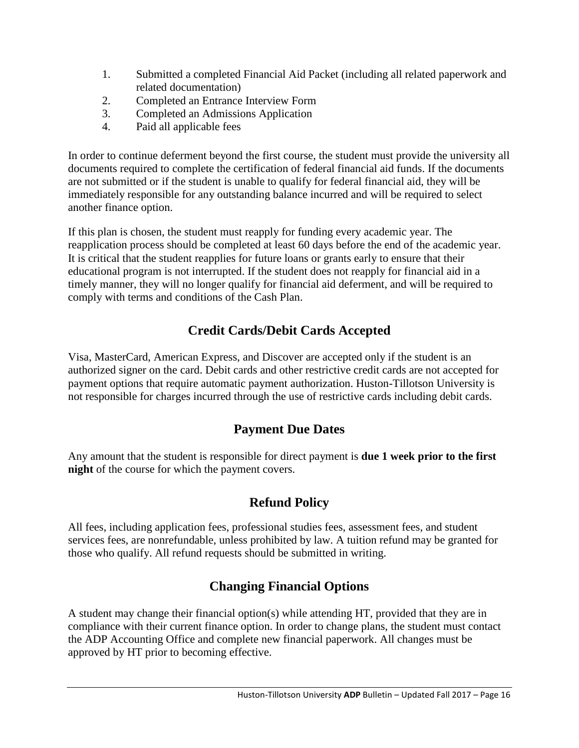1. Submitted a completed Financial Aid Packet (including all related paperwork and related documentation)
2. Completed an Entrance Interview Form
3. Completed an Admissions Application
4. Paid all applicable fees

In order to continue deferment beyond the first course, the student must provide the university all documents required to complete the certification of federal financial aid funds. If the documents are not submitted or if the student is unable to qualify for federal financial aid, they will be immediately responsible for any outstanding balance incurred and will be required to select another finance option.

If this plan is chosen, the student must reapply for funding every academic year. The reapplication process should be completed at least 60 days before the end of the academic year. It is critical that the student reapplies for future loans or grants early to ensure that their educational program is not interrupted. If the student does not reapply for financial aid in a timely manner, they will no longer qualify for financial aid deferment, and will be required to comply with terms and conditions of the Cash Plan.

## Credit Cards/Debit Cards Accepted

Visa, MasterCard, American Express, and Discover are accepted only if the student is an authorized signer on the card. Debit cards and other restrictive credit cards are not accepted for payment options that require automatic payment authorization. Huston-Tillotson University is not responsible for charges incurred through the use of restrictive cards including debit cards.

## Payment Due Dates

Any amount that the student is responsible for direct payment is **due 1 week prior to the first night** of the course for which the payment covers.

## Refund Policy

All fees, including application fees, professional studies fees, assessment fees, and student services fees, are nonrefundable, unless prohibited by law. A tuition refund may be granted for those who qualify. All refund requests should be submitted in writing.

## Changing Financial Options

A student may change their financial option(s) while attending HT, provided that they are in compliance with their current finance option. In order to change plans, the student must contact the ADP Accounting Office and complete new financial paperwork. All changes must be approved by HT prior to becoming effective.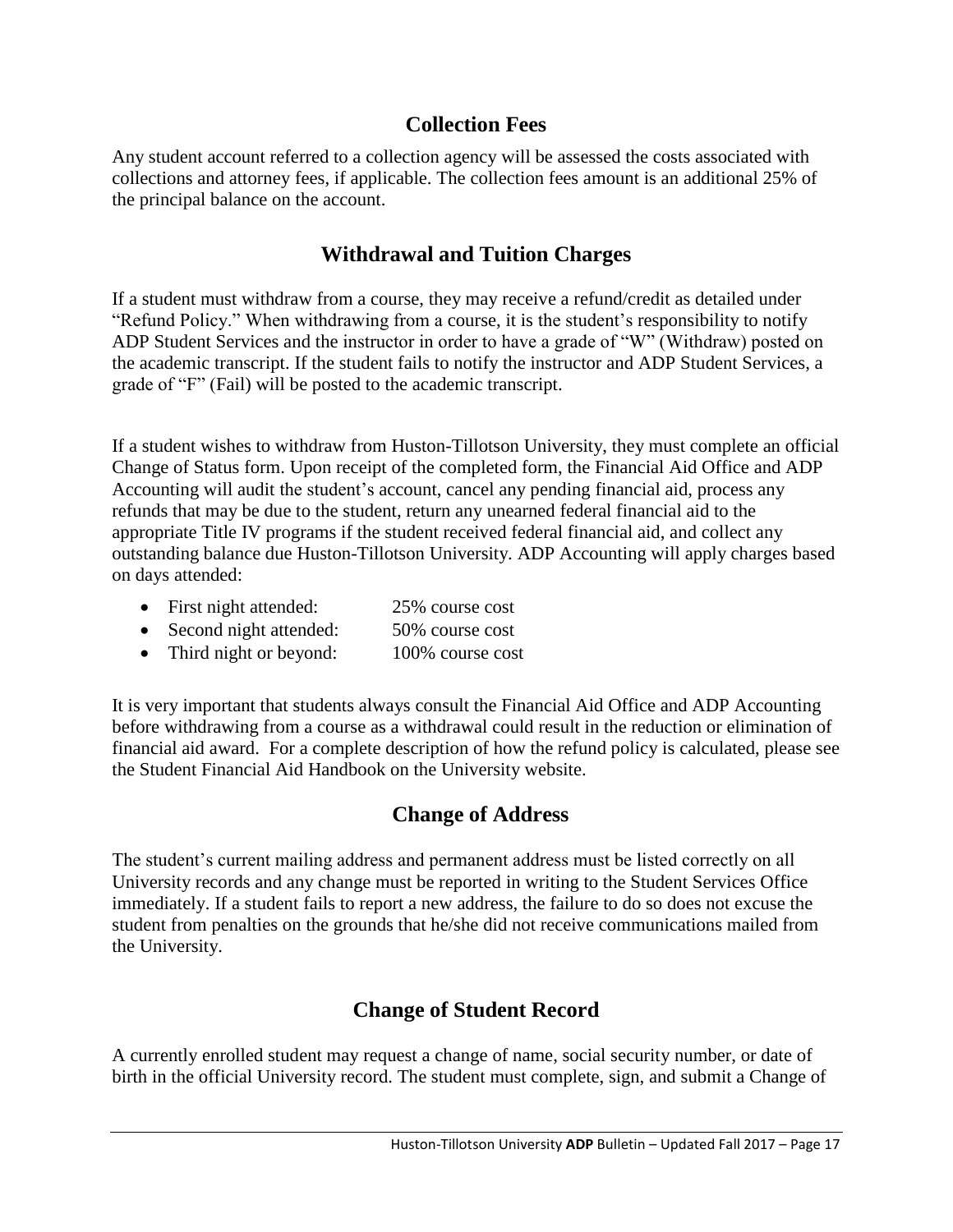## Collection Fees

Any student account referred to a collection agency will be assessed the costs associated with collections and attorney fees, if applicable. The collection fees amount is an additional 25% of the principal balance on the account.

## Withdrawal and Tuition Charges

If a student must withdraw from a course, they may receive a refund/credit as detailed under "Refund Policy." When withdrawing from a course, it is the student's responsibility to notify ADP Student Services and the instructor in order to have a grade of "W" (Withdraw) posted on the academic transcript. If the student fails to notify the instructor and ADP Student Services, a grade of "F" (Fail) will be posted to the academic transcript.

If a student wishes to withdraw from Huston-Tillotson University, they must complete an official Change of Status form. Upon receipt of the completed form, the Financial Aid Office and ADP Accounting will audit the student's account, cancel any pending financial aid, process any refunds that may be due to the student, return any unearned federal financial aid to the appropriate Title IV programs if the student received federal financial aid, and collect any outstanding balance due Huston-Tillotson University. ADP Accounting will apply charges based on days attended:

- First night attended: 25% course cost
- Second night attended: 50% course cost
- Third night or beyond: 100% course cost

It is very important that students always consult the Financial Aid Office and ADP Accounting before withdrawing from a course as a withdrawal could result in the reduction or elimination of financial aid award. For a complete description of how the refund policy is calculated, please see the Student Financial Aid Handbook on the University website.

## Change of Address

The student's current mailing address and permanent address must be listed correctly on all University records and any change must be reported in writing to the Student Services Office immediately. If a student fails to report a new address, the failure to do so does not excuse the student from penalties on the grounds that he/she did not receive communications mailed from the University.

## Change of Student Record

A currently enrolled student may request a change of name, social security number, or date of birth in the official University record. The student must complete, sign, and submit a Change of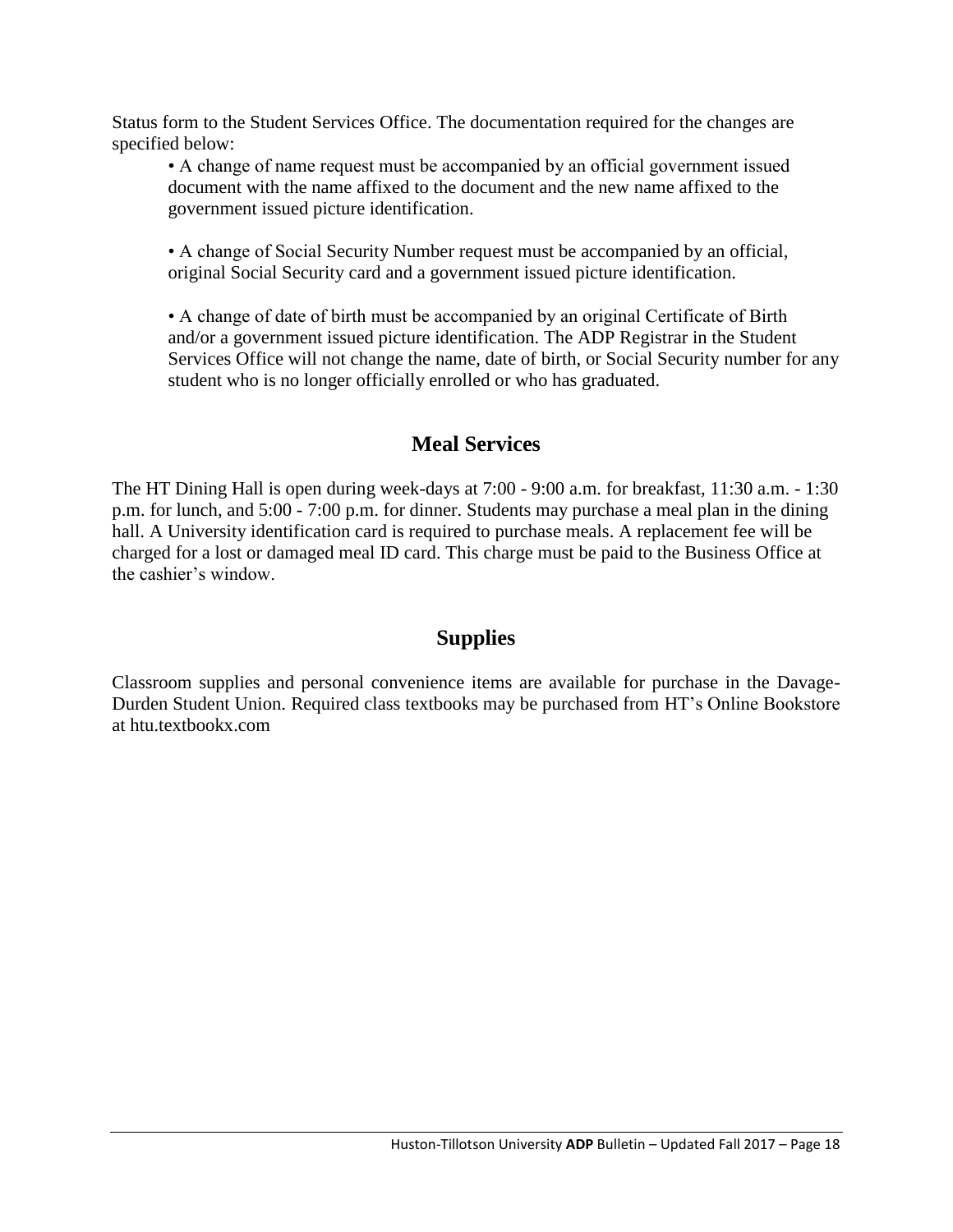Status form to the Student Services Office. The documentation required for the changes are specified below:

- A change of name request must be accompanied by an official government issued document with the name affixed to the document and the new name affixed to the government issued picture identification.

- A change of Social Security Number request must be accompanied by an official, original Social Security card and a government issued picture identification.

- A change of date of birth must be accompanied by an original Certificate of Birth and/or a government issued picture identification. The ADP Registrar in the Student Services Office will not change the name, date of birth, or Social Security number for any student who is no longer officially enrolled or who has graduated.

## Meal Services

The HT Dining Hall is open during week-days at 7:00 - 9:00 a.m. for breakfast, 11:30 a.m. - 1:30 p.m. for lunch, and 5:00 - 7:00 p.m. for dinner. Students may purchase a meal plan in the dining hall. A University identification card is required to purchase meals. A replacement fee will be charged for a lost or damaged meal ID card. This charge must be paid to the Business Office at the cashier's window.

## Supplies

Classroom supplies and personal convenience items are available for purchase in the Davage-Durden Student Union. Required class textbooks may be purchased from HT's Online Bookstore at htu.textbookx.com